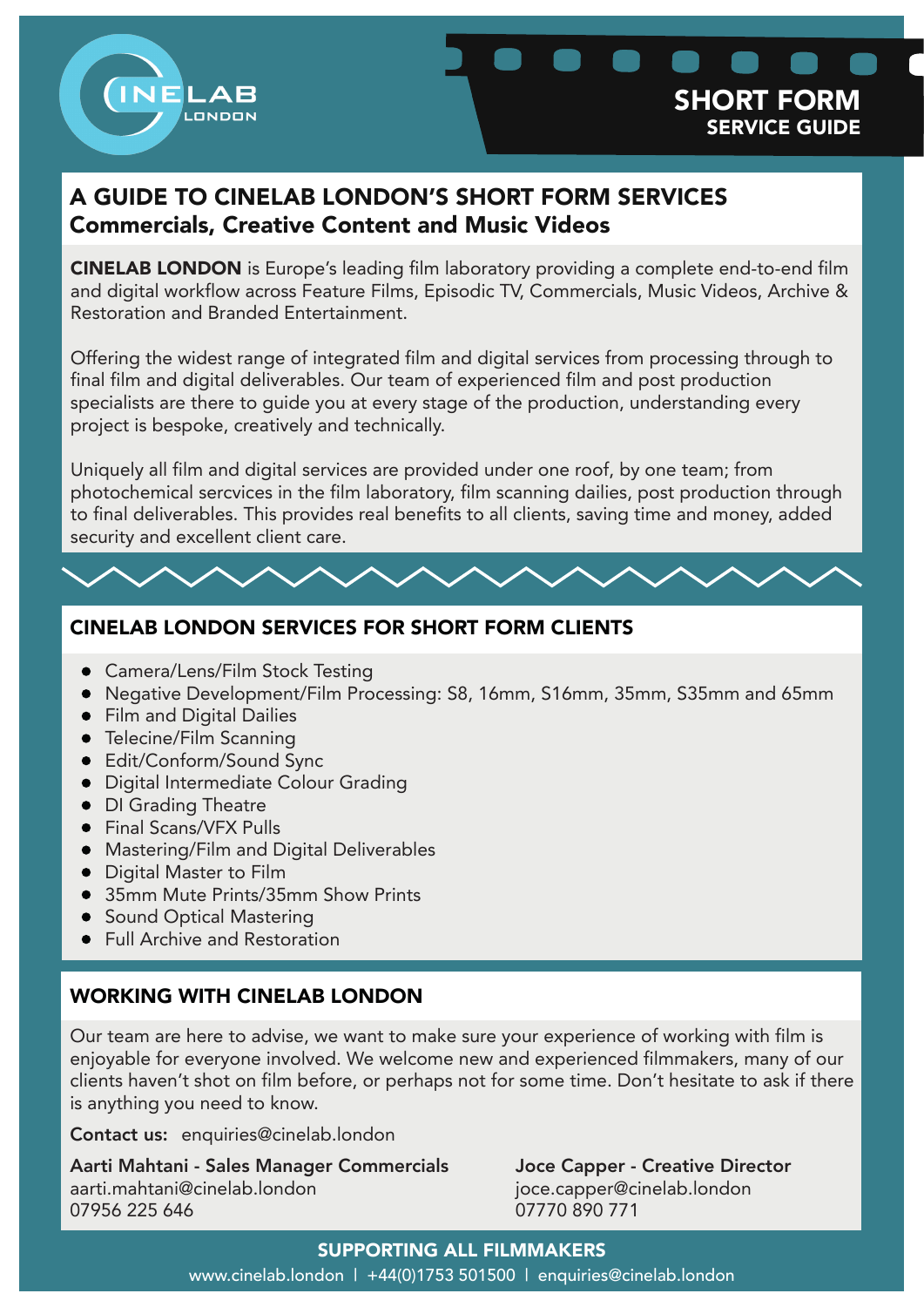# SHORT FORM SERVICE GUIDE

## A GUIDE TO CINELAB LONDON'S SHORT FORM SERVICES
### Commercials, Creative Content and Music Videos

**CINELAB LONDON** is Europe's leading film laboratory providing a complete end-to-end film and digital workflow across Feature Films, Episodic TV, Commercials, Music Videos, Archive & Restoration and Branded Entertainment.

Offering the widest range of integrated film and digital services from processing through to final film and digital deliverables. Our team of experienced film and post production specialists are there to guide you at every stage of the production, understanding every project is bespoke, creatively and technically.

Uniquely all film and digital services are provided under one roof, by one team; from photochemical sercvices in the film laboratory, film scanning dailies, post production through to final deliverables. This provides real benefits to all clients, saving time and money, added security and excellent client care.

## CINELAB LONDON SERVICES FOR SHORT FORM CLIENTS

- Camera/Lens/Film Stock Testing
- Negative Development/Film Processing: S8, 16mm, S16mm, 35mm, S35mm and 65mm
- Film and Digital Dailies
- Telecine/Film Scanning
- Edit/Conform/Sound Sync
- Digital Intermediate Colour Grading
- DI Grading Theatre
- Final Scans/VFX Pulls
- Mastering/Film and Digital Deliverables
- Digital Master to Film
- 35mm Mute Prints/35mm Show Prints
- Sound Optical Mastering
- Full Archive and Restoration

## WORKING WITH CINELAB LONDON

Our team are here to advise, we want to make sure your experience of working with film is enjoyable for everyone involved. We welcome new and experienced filmmakers, many of our clients haven't shot on film before, or perhaps not for some time. Don't hesitate to ask if there is anything you need to know.

**Contact us:** enquiries@cinelab.london

**Aarti Mahtani - Sales Manager Commercials**
aarti.mahtani@cinelab.london
07956 225 646

**Joce Capper - Creative Director**
joce.capper@cinelab.london
07770 890 771

**SUPPORTING ALL FILMMAKERS**

www.cinelab.london | +44(0)1753 501500 | enquiries@cinelab.london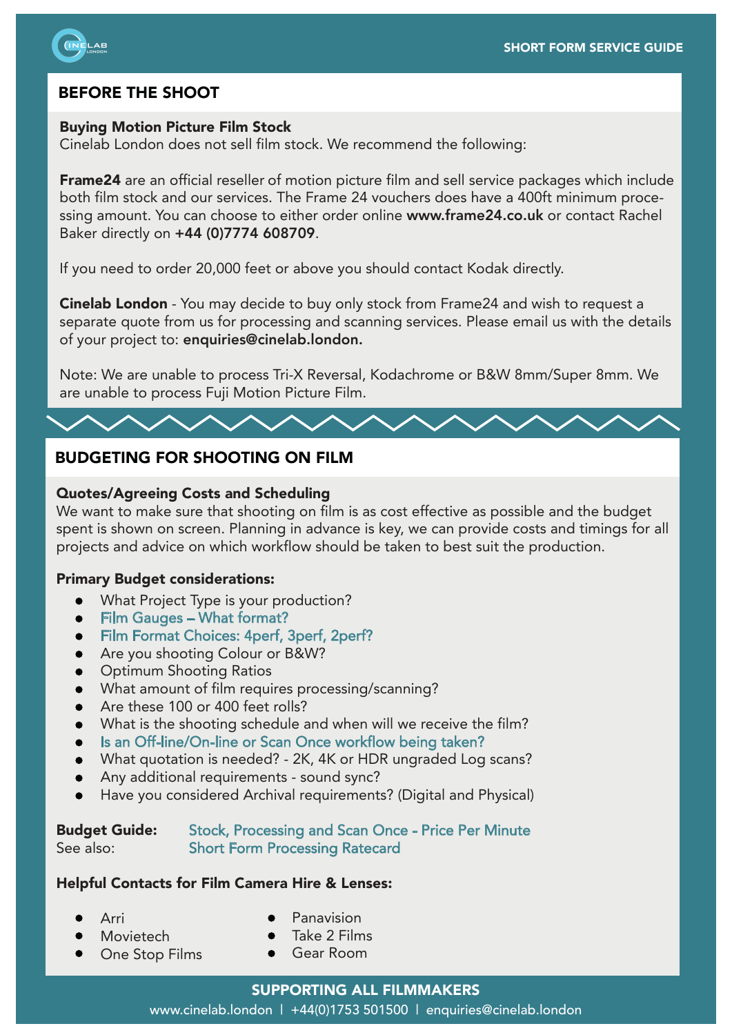## BEFORE THE SHOOT

**Buying Motion Picture Film Stock**
Cinelab London does not sell film stock. We recommend the following:

**Frame24** are an official reseller of motion picture film and sell service packages which include both film stock and our services. The Frame 24 vouchers does have a 400ft minimum processing amount. You can choose to either order online **www.frame24.co.uk** or contact Rachel Baker directly on **+44 (0)7774 608709**.

If you need to order 20,000 feet or above you should contact Kodak directly.

**Cinelab London** - You may decide to buy only stock from Frame24 and wish to request a separate quote from us for processing and scanning services. Please email us with the details of your project to: **enquiries@cinelab.london.**

Note: We are unable to process Tri-X Reversal, Kodachrome or B&W 8mm/Super 8mm. We are unable to process Fuji Motion Picture Film.

## BUDGETING FOR SHOOTING ON FILM

**Quotes/Agreeing Costs and Scheduling**
We want to make sure that shooting on film is as cost effective as possible and the budget spent is shown on screen. Planning in advance is key, we can provide costs and timings for all projects and advice on which workflow should be taken to best suit the production.

**Primary Budget considerations:**

- What Project Type is your production?
- Film Gauges – What format?
- Film Format Choices: 4perf, 3perf, 2perf?
- Are you shooting Colour or B&W?
- Optimum Shooting Ratios
- What amount of film requires processing/scanning?
- Are these 100 or 400 feet rolls?
- What is the shooting schedule and when will we receive the film?
- Is an Off-line/On-line or Scan Once workflow being taken?
- What quotation is needed? - 2K, 4K or HDR ungraded Log scans?
- Any additional requirements - sound sync?
- Have you considered Archival requirements? (Digital and Physical)

**Budget Guide:** Stock, Processing and Scan Once - Price Per Minute
See also: Short Form Processing Ratecard

**Helpful Contacts for Film Camera Hire & Lenses:**

- Arri
- Movietech
- One Stop Films
- Panavision
- Take 2 Films
- Gear Room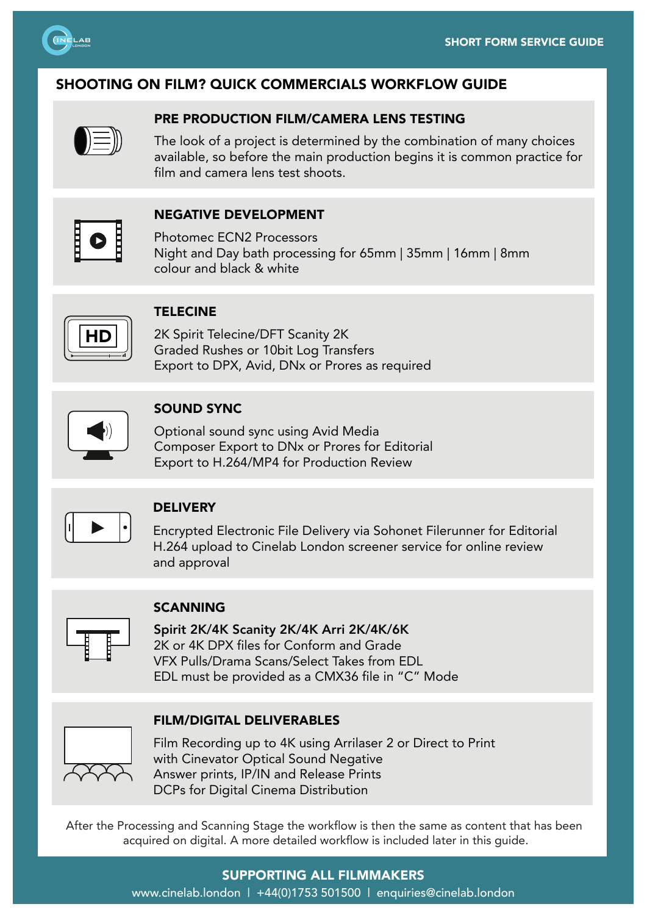# SHOOTING ON FILM? QUICK COMMERCIALS WORKFLOW GUIDE

## PRE PRODUCTION FILM/CAMERA LENS TESTING

The look of a project is determined by the combination of many choices available, so before the main production begins it is common practice for film and camera lens test shoots.

## NEGATIVE DEVELOPMENT

Photomec ECN2 Processors
Night and Day bath processing for 65mm | 35mm | 16mm | 8mm colour and black & white

## TELECINE

2K Spirit Telecine/DFT Scanity 2K
Graded Rushes or 10bit Log Transfers
Export to DPX, Avid, DNx or Prores as required

## SOUND SYNC

Optional sound sync using Avid Media Composer Export to DNx or Prores for Editorial
Export to H.264/MP4 for Production Review

## DELIVERY

Encrypted Electronic File Delivery via Sohonet Filerunner for Editorial
H.264 upload to Cinelab London screener service for online review and approval

## SCANNING

**Spirit 2K/4K Scanity 2K/4K Arri 2K/4K/6K**
2K or 4K DPX files for Conform and Grade
VFX Pulls/Drama Scans/Select Takes from EDL
EDL must be provided as a CMX36 file in "C" Mode

## FILM/DIGITAL DELIVERABLES

Film Recording up to 4K using Arrilaser 2 or Direct to Print with Cinevator Optical Sound Negative
Answer prints, IP/IN and Release Prints
DCPs for Digital Cinema Distribution

After the Processing and Scanning Stage the workflow is then the same as content that has been acquired on digital. A more detailed workflow is included later in this guide.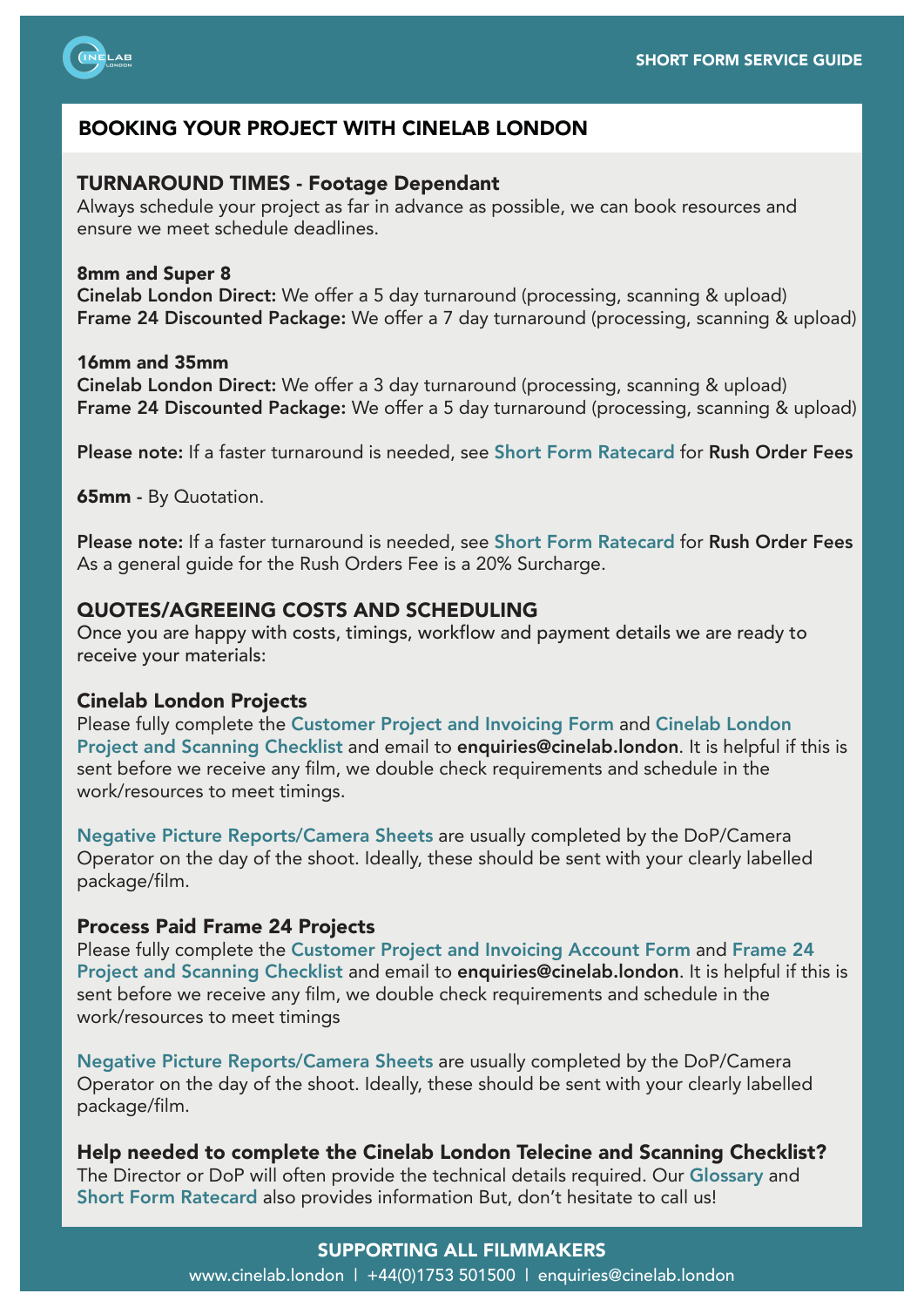## BOOKING YOUR PROJECT WITH CINELAB LONDON

### TURNAROUND TIMES - Footage Dependant

Always schedule your project as far in advance as possible, we can book resources and ensure we meet schedule deadlines.

**8mm and Super 8**
**Cinelab London Direct:** We offer a 5 day turnaround (processing, scanning & upload)
**Frame 24 Discounted Package:** We offer a 7 day turnaround (processing, scanning & upload)

**16mm and 35mm**
**Cinelab London Direct:** We offer a 3 day turnaround (processing, scanning & upload)
**Frame 24 Discounted Package:** We offer a 5 day turnaround (processing, scanning & upload)

**Please note:** If a faster turnaround is needed, see Short Form Ratecard for **Rush Order Fees**

**65mm** - By Quotation.

**Please note:** If a faster turnaround is needed, see Short Form Ratecard for **Rush Order Fees**
As a general guide for the Rush Orders Fee is a 20% Surcharge.

### QUOTES/AGREEING COSTS AND SCHEDULING

Once you are happy with costs, timings, workflow and payment details we are ready to receive your materials:

### Cinelab London Projects

Please fully complete the Customer Project and Invoicing Form and Cinelab London Project and Scanning Checklist and email to **enquiries@cinelab.london**. It is helpful if this is sent before we receive any film, we double check requirements and schedule in the work/resources to meet timings.

Negative Picture Reports/Camera Sheets are usually completed by the DoP/Camera Operator on the day of the shoot. Ideally, these should be sent with your clearly labelled package/film.

### Process Paid Frame 24 Projects

Please fully complete the Customer Project and Invoicing Account Form and Frame 24 Project and Scanning Checklist and email to **enquiries@cinelab.london**. It is helpful if this is sent before we receive any film, we double check requirements and schedule in the work/resources to meet timings

Negative Picture Reports/Camera Sheets are usually completed by the DoP/Camera Operator on the day of the shoot. Ideally, these should be sent with your clearly labelled package/film.

### Help needed to complete the Cinelab London Telecine and Scanning Checklist?

The Director or DoP will often provide the technical details required. Our Glossary and Short Form Ratecard also provides information But, don't hesitate to call us!

**SUPPORTING ALL FILMMAKERS**

www.cinelab.london | +44(0)1753 501500 | enquiries@cinelab.london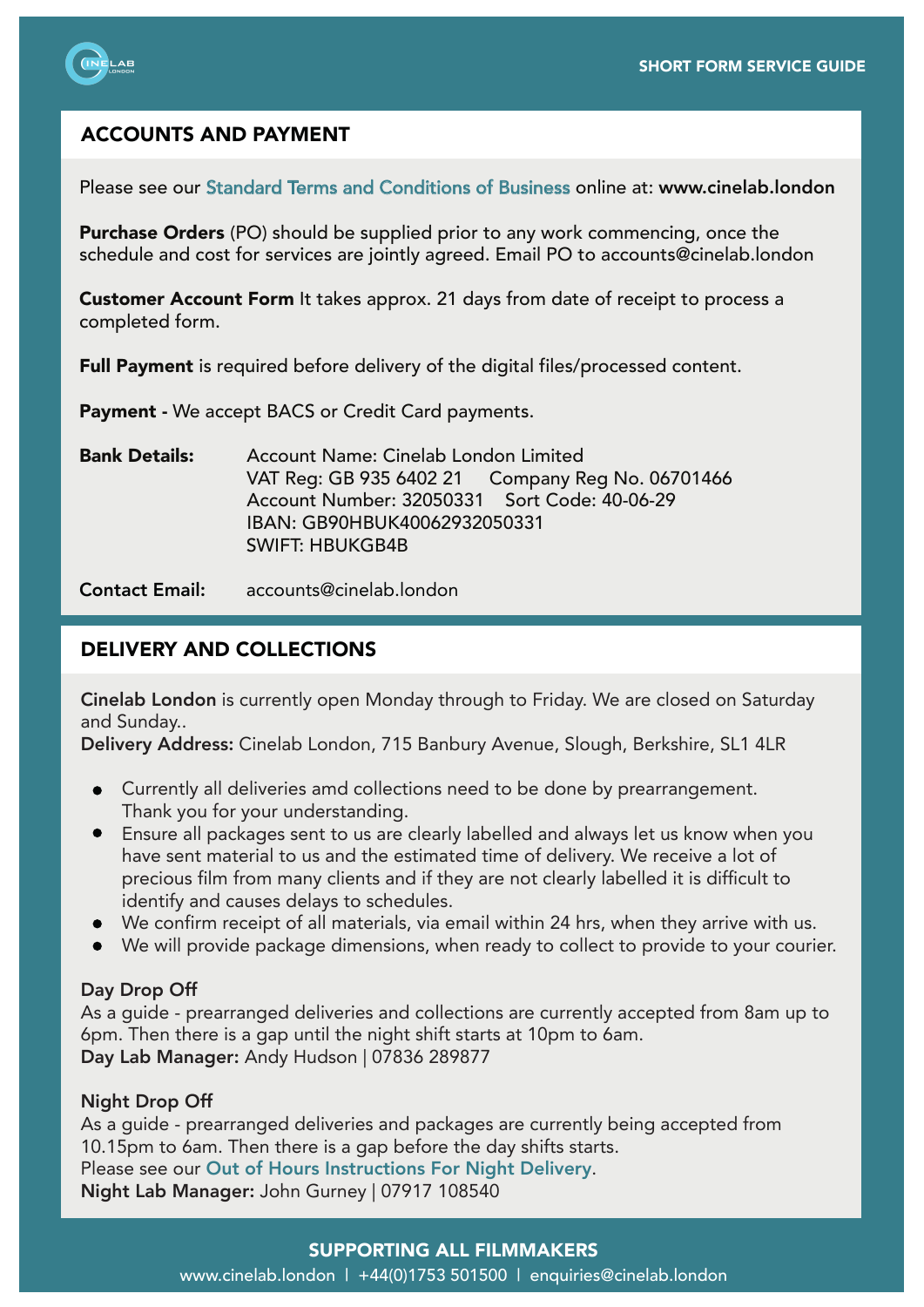## ACCOUNTS AND PAYMENT

Please see our Standard Terms and Conditions of Business online at: **www.cinelab.london**

**Purchase Orders** (PO) should be supplied prior to any work commencing, once the schedule and cost for services are jointly agreed. Email PO to accounts@cinelab.london

**Customer Account Form** It takes approx. 21 days from date of receipt to process a completed form.

**Full Payment** is required before delivery of the digital files/processed content.

**Payment -** We accept BACS or Credit Card payments.

**Bank Details:**
Account Name: Cinelab London Limited
VAT Reg: GB 935 6402 21 Company Reg No. 06701466
Account Number: 32050331 Sort Code: 40-06-29
IBAN: GB90HBUK40062932050331
SWIFT: HBUKGB4B

**Contact Email:** accounts@cinelab.london

## DELIVERY AND COLLECTIONS

**Cinelab London** is currently open Monday through to Friday. We are closed on Saturday and Sunday..
**Delivery Address:** Cinelab London, 715 Banbury Avenue, Slough, Berkshire, SL1 4LR

- Currently all deliveries amd collections need to be done by prearrangement. Thank you for your understanding.
- Ensure all packages sent to us are clearly labelled and always let us know when you have sent material to us and the estimated time of delivery. We receive a lot of precious film from many clients and if they are not clearly labelled it is difficult to identify and causes delays to schedules.
- We confirm receipt of all materials, via email within 24 hrs, when they arrive with us.
- We will provide package dimensions, when ready to collect to provide to your courier.

### Day Drop Off

As a guide - prearranged deliveries and collections are currently accepted from 8am up to 6pm. Then there is a gap until the night shift starts at 10pm to 6am.
**Day Lab Manager:** Andy Hudson | 07836 289877

### Night Drop Off

As a guide - prearranged deliveries and packages are currently being accepted from 10.15pm to 6am. Then there is a gap before the day shifts starts.
Please see our Out of Hours Instructions For Night Delivery.
**Night Lab Manager:** John Gurney | 07917 108540

**SUPPORTING ALL FILMMAKERS**
www.cinelab.london | +44(0)1753 501500 | enquiries@cinelab.london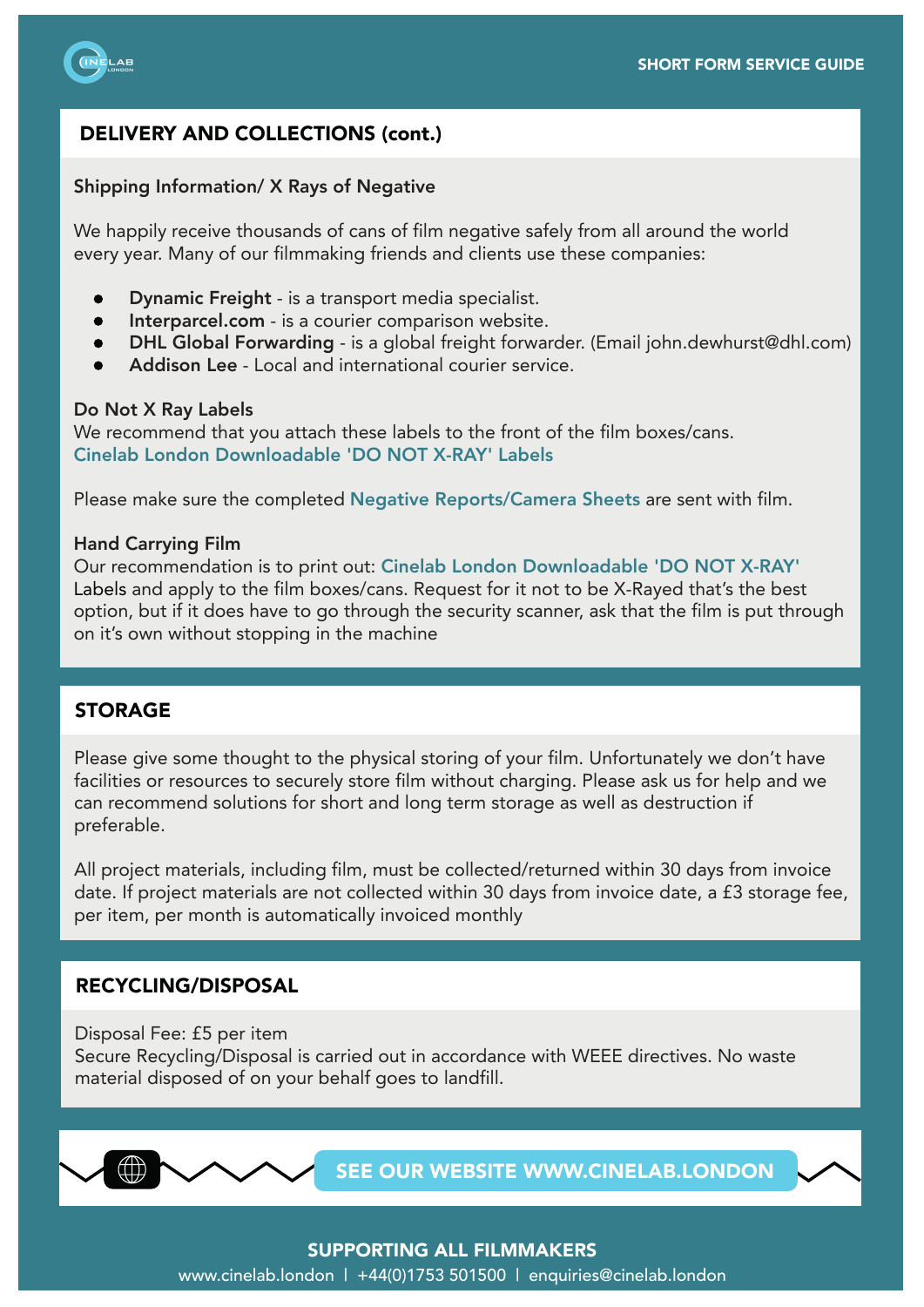## DELIVERY AND COLLECTIONS (cont.)

### Shipping Information/ X Rays of Negative

We happily receive thousands of cans of film negative safely from all around the world every year. Many of our filmmaking friends and clients use these companies:

- **Dynamic Freight** - is a transport media specialist.
- **Interparcel.com** - is a courier comparison website.
- **DHL Global Forwarding** - is a global freight forwarder. (Email john.dewhurst@dhl.com)
- **Addison Lee** - Local and international courier service.

### Do Not X Ray Labels

We recommend that you attach these labels to the front of the film boxes/cans.
Cinelab London Downloadable 'DO NOT X-RAY' Labels

Please make sure the completed Negative Reports/Camera Sheets are sent with film.

### Hand Carrying Film

Our recommendation is to print out: Cinelab London Downloadable 'DO NOT X-RAY' Labels and apply to the film boxes/cans. Request for it not to be X-Rayed that's the best option, but if it does have to go through the security scanner, ask that the film is put through on it's own without stopping in the machine

## STORAGE

Please give some thought to the physical storing of your film. Unfortunately we don't have facilities or resources to securely store film without charging. Please ask us for help and we can recommend solutions for short and long term storage as well as destruction if preferable.

All project materials, including film, must be collected/returned within 30 days from invoice date. If project materials are not collected within 30 days from invoice date, a £3 storage fee, per item, per month is automatically invoiced monthly

## RECYCLING/DISPOSAL

Disposal Fee: £5 per item
Secure Recycling/Disposal is carried out in accordance with WEEE directives. No waste material disposed of on your behalf goes to landfill.

SEE OUR WEBSITE WWW.CINELAB.LONDON

**SUPPORTING ALL FILMMAKERS**

www.cinelab.london | +44(0)1753 501500 | enquiries@cinelab.london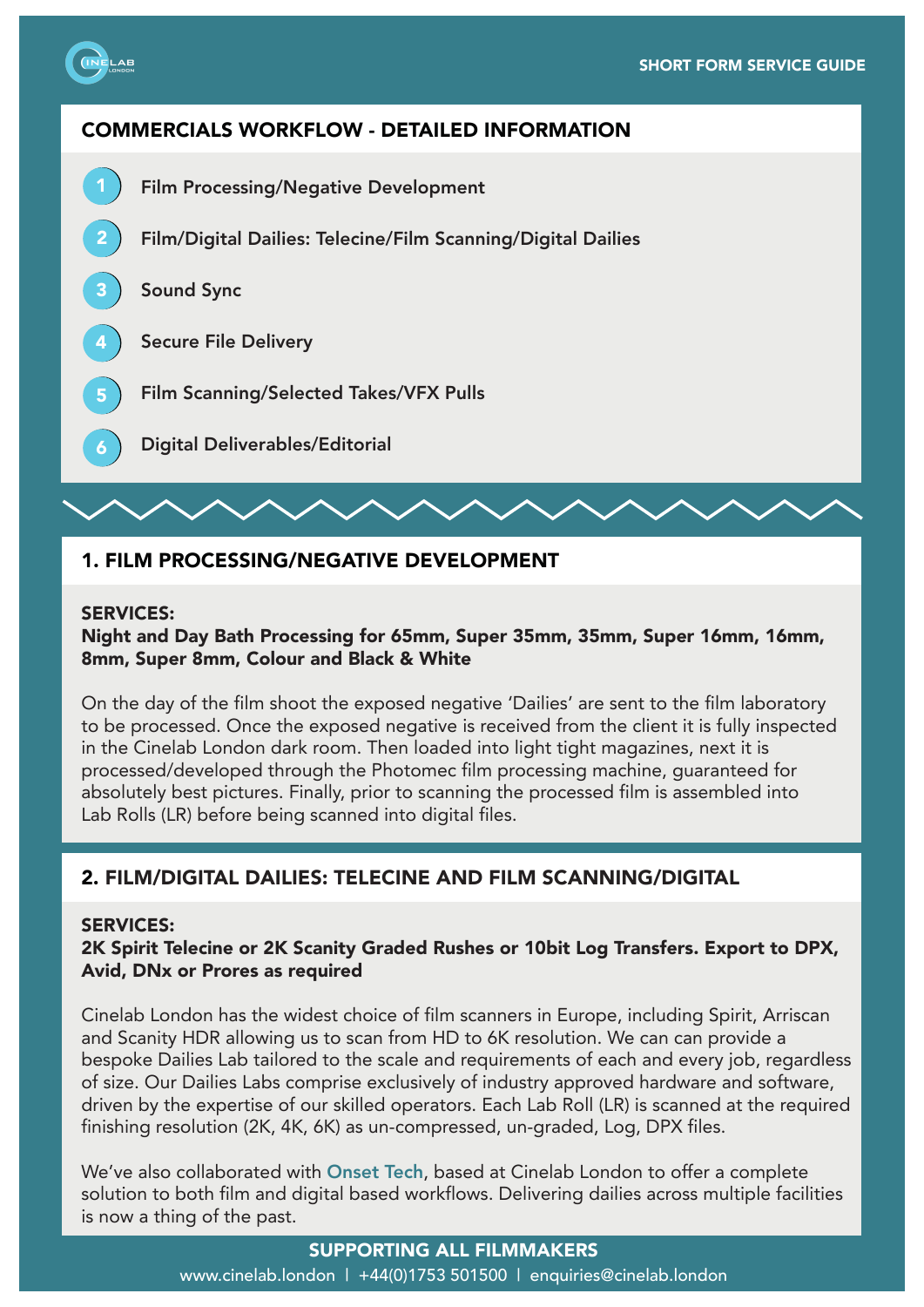SHORT FORM SERVICE GUIDE

## COMMERCIALS WORKFLOW - DETAILED INFORMATION

1. Film Processing/Negative Development
2. Film/Digital Dailies: Telecine/Film Scanning/Digital Dailies
3. Sound Sync
4. Secure File Delivery
5. Film Scanning/Selected Takes/VFX Pulls
6. Digital Deliverables/Editorial

## 1. FILM PROCESSING/NEGATIVE DEVELOPMENT

**SERVICES:**
**Night and Day Bath Processing for 65mm, Super 35mm, 35mm, Super 16mm, 16mm, 8mm, Super 8mm, Colour and Black & White**

On the day of the film shoot the exposed negative 'Dailies' are sent to the film laboratory to be processed. Once the exposed negative is received from the client it is fully inspected in the Cinelab London dark room. Then loaded into light tight magazines, next it is processed/developed through the Photomec film processing machine, guaranteed for absolutely best pictures. Finally, prior to scanning the processed film is assembled into Lab Rolls (LR) before being scanned into digital files.

## 2. FILM/DIGITAL DAILIES: TELECINE AND FILM SCANNING/DIGITAL

**SERVICES:**
**2K Spirit Telecine or 2K Scanity Graded Rushes or 10bit Log Transfers. Export to DPX, Avid, DNx or Prores as required**

Cinelab London has the widest choice of film scanners in Europe, including Spirit, Arriscan and Scanity HDR allowing us to scan from HD to 6K resolution. We can can provide a bespoke Dailies Lab tailored to the scale and requirements of each and every job, regardless of size. Our Dailies Labs comprise exclusively of industry approved hardware and software, driven by the expertise of our skilled operators. Each Lab Roll (LR) is scanned at the required finishing resolution (2K, 4K, 6K) as un-compressed, un-graded, Log, DPX files.

We've also collaborated with Onset Tech, based at Cinelab London to offer a complete solution to both film and digital based workflows. Delivering dailies across multiple facilities is now a thing of the past.

SUPPORTING ALL FILMMAKERS
www.cinelab.london | +44(0)1753 501500 | enquiries@cinelab.london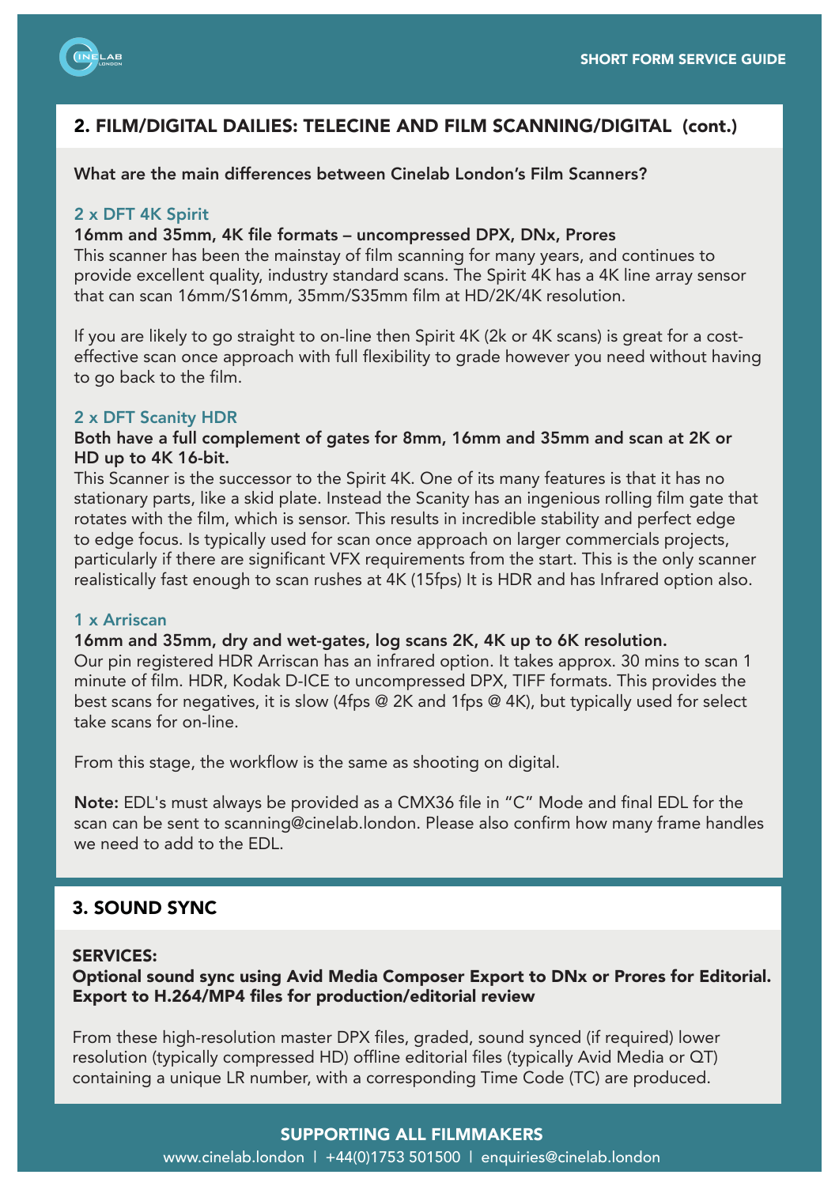## 2. FILM/DIGITAL DAILIES: TELECINE AND FILM SCANNING/DIGITAL (cont.)

**What are the main differences between Cinelab London's Film Scanners?**

### 2 x DFT 4K Spirit

**16mm and 35mm, 4K file formats – uncompressed DPX, DNx, Prores**

This scanner has been the mainstay of film scanning for many years, and continues to provide excellent quality, industry standard scans. The Spirit 4K has a 4K line array sensor that can scan 16mm/S16mm, 35mm/S35mm film at HD/2K/4K resolution.

If you are likely to go straight to on-line then Spirit 4K (2k or 4K scans) is great for a cost-effective scan once approach with full flexibility to grade however you need without having to go back to the film.

### 2 x DFT Scanity HDR

**Both have a full complement of gates for 8mm, 16mm and 35mm and scan at 2K or HD up to 4K 16-bit.**

This Scanner is the successor to the Spirit 4K. One of its many features is that it has no stationary parts, like a skid plate. Instead the Scanity has an ingenious rolling film gate that rotates with the film, which is sensor. This results in incredible stability and perfect edge to edge focus. Is typically used for scan once approach on larger commercials projects, particularly if there are significant VFX requirements from the start. This is the only scanner realistically fast enough to scan rushes at 4K (15fps) It is HDR and has Infrared option also.

### 1 x Arriscan

**16mm and 35mm, dry and wet-gates, log scans 2K, 4K up to 6K resolution.**

Our pin registered HDR Arriscan has an infrared option. It takes approx. 30 mins to scan 1 minute of film. HDR, Kodak D-ICE to uncompressed DPX, TIFF formats. This provides the best scans for negatives, it is slow (4fps @ 2K and 1fps @ 4K), but typically used for select take scans for on-line.

From this stage, the workflow is the same as shooting on digital.

**Note:** EDL's must always be provided as a CMX36 file in "C" Mode and final EDL for the scan can be sent to scanning@cinelab.london. Please also confirm how many frame handles we need to add to the EDL.

## 3. SOUND SYNC

**SERVICES:**
**Optional sound sync using Avid Media Composer Export to DNx or Prores for Editorial. Export to H.264/MP4 files for production/editorial review**

From these high-resolution master DPX files, graded, sound synced (if required) lower resolution (typically compressed HD) offline editorial files (typically Avid Media or QT) containing a unique LR number, with a corresponding Time Code (TC) are produced.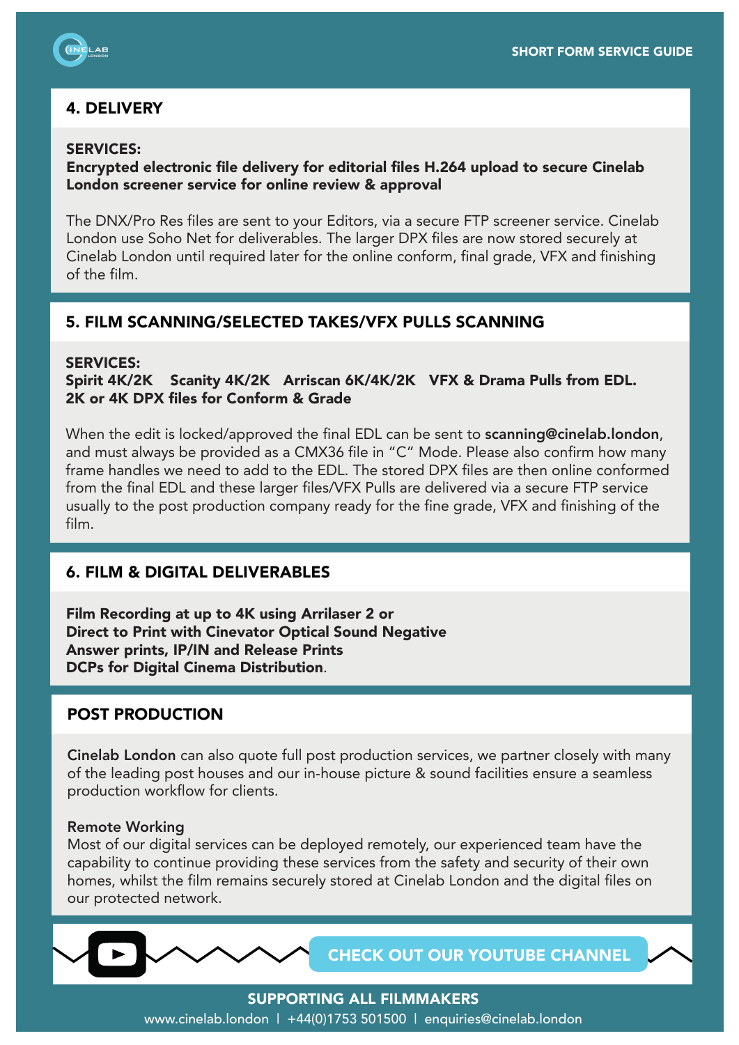## 4. DELIVERY

**SERVICES:**
**Encrypted electronic file delivery for editorial files H.264 upload to secure Cinelab London screener service for online review & approval**

The DNX/Pro Res files are sent to your Editors, via a secure FTP screener service. Cinelab London use Soho Net for deliverables. The larger DPX files are now stored securely at Cinelab London until required later for the online conform, final grade, VFX and finishing of the film.

## 5. FILM SCANNING/SELECTED TAKES/VFX PULLS SCANNING

**SERVICES:**
**Spirit 4K/2K  Scanity 4K/2K  Arriscan 6K/4K/2K  VFX & Drama Pulls from EDL. 2K or 4K DPX files for Conform & Grade**

When the edit is locked/approved the final EDL can be sent to **scanning@cinelab.london**, and must always be provided as a CMX36 file in "C" Mode. Please also confirm how many frame handles we need to add to the EDL. The stored DPX files are then online conformed from the final EDL and these larger files/VFX Pulls are delivered via a secure FTP service usually to the post production company ready for the fine grade, VFX and finishing of the film.

## 6. FILM & DIGITAL DELIVERABLES

**Film Recording at up to 4K using Arrilaser 2 or**
**Direct to Print with Cinevator Optical Sound Negative**
**Answer prints, IP/IN and Release Prints**
**DCPs for Digital Cinema Distribution**.

## POST PRODUCTION

**Cinelab London** can also quote full post production services, we partner closely with many of the leading post houses and our in-house picture & sound facilities ensure a seamless production workflow for clients.

**Remote Working**
Most of our digital services can be deployed remotely, our experienced team have the capability to continue providing these services from the safety and security of their own homes, whilst the film remains securely stored at Cinelab London and the digital files on our protected network.

CHECK OUT OUR YOUTUBE CHANNEL

SUPPORTING ALL FILMMAKERS
www.cinelab.london | +44(0)1753 501500 | enquiries@cinelab.london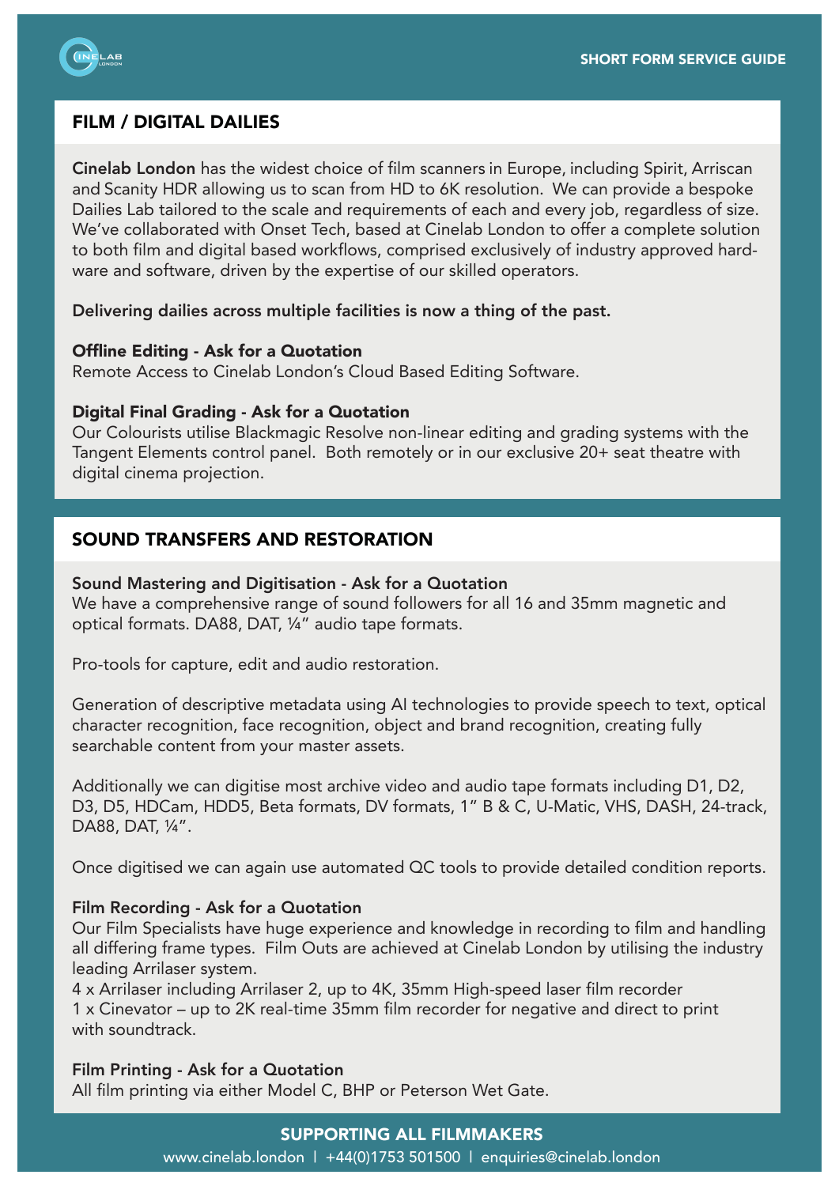## FILM / DIGITAL DAILIES

**Cinelab London** has the widest choice of film scanners in Europe, including Spirit, Arriscan and Scanity HDR allowing us to scan from HD to 6K resolution. We can provide a bespoke Dailies Lab tailored to the scale and requirements of each and every job, regardless of size. We've collaborated with Onset Tech, based at Cinelab London to offer a complete solution to both film and digital based workflows, comprised exclusively of industry approved hardware and software, driven by the expertise of our skilled operators.

**Delivering dailies across multiple facilities is now a thing of the past.**

**Offline Editing - Ask for a Quotation**
Remote Access to Cinelab London's Cloud Based Editing Software.

**Digital Final Grading - Ask for a Quotation**
Our Colourists utilise Blackmagic Resolve non-linear editing and grading systems with the Tangent Elements control panel. Both remotely or in our exclusive 20+ seat theatre with digital cinema projection.

## SOUND TRANSFERS AND RESTORATION

**Sound Mastering and Digitisation - Ask for a Quotation**
We have a comprehensive range of sound followers for all 16 and 35mm magnetic and optical formats. DA88, DAT, ¼" audio tape formats.

Pro-tools for capture, edit and audio restoration.

Generation of descriptive metadata using AI technologies to provide speech to text, optical character recognition, face recognition, object and brand recognition, creating fully searchable content from your master assets.

Additionally we can digitise most archive video and audio tape formats including D1, D2, D3, D5, HDCam, HDD5, Beta formats, DV formats, 1" B & C, U-Matic, VHS, DASH, 24-track, DA88, DAT, ¼".

Once digitised we can again use automated QC tools to provide detailed condition reports.

**Film Recording - Ask for a Quotation**
Our Film Specialists have huge experience and knowledge in recording to film and handling all differing frame types. Film Outs are achieved at Cinelab London by utilising the industry leading Arrilaser system.
4 x Arrilaser including Arrilaser 2, up to 4K, 35mm High-speed laser film recorder
1 x Cinevator – up to 2K real-time 35mm film recorder for negative and direct to print with soundtrack.

**Film Printing - Ask for a Quotation**
All film printing via either Model C, BHP or Peterson Wet Gate.

**SUPPORTING ALL FILMMAKERS**
www.cinelab.london | +44(0)1753 501500 | enquiries@cinelab.london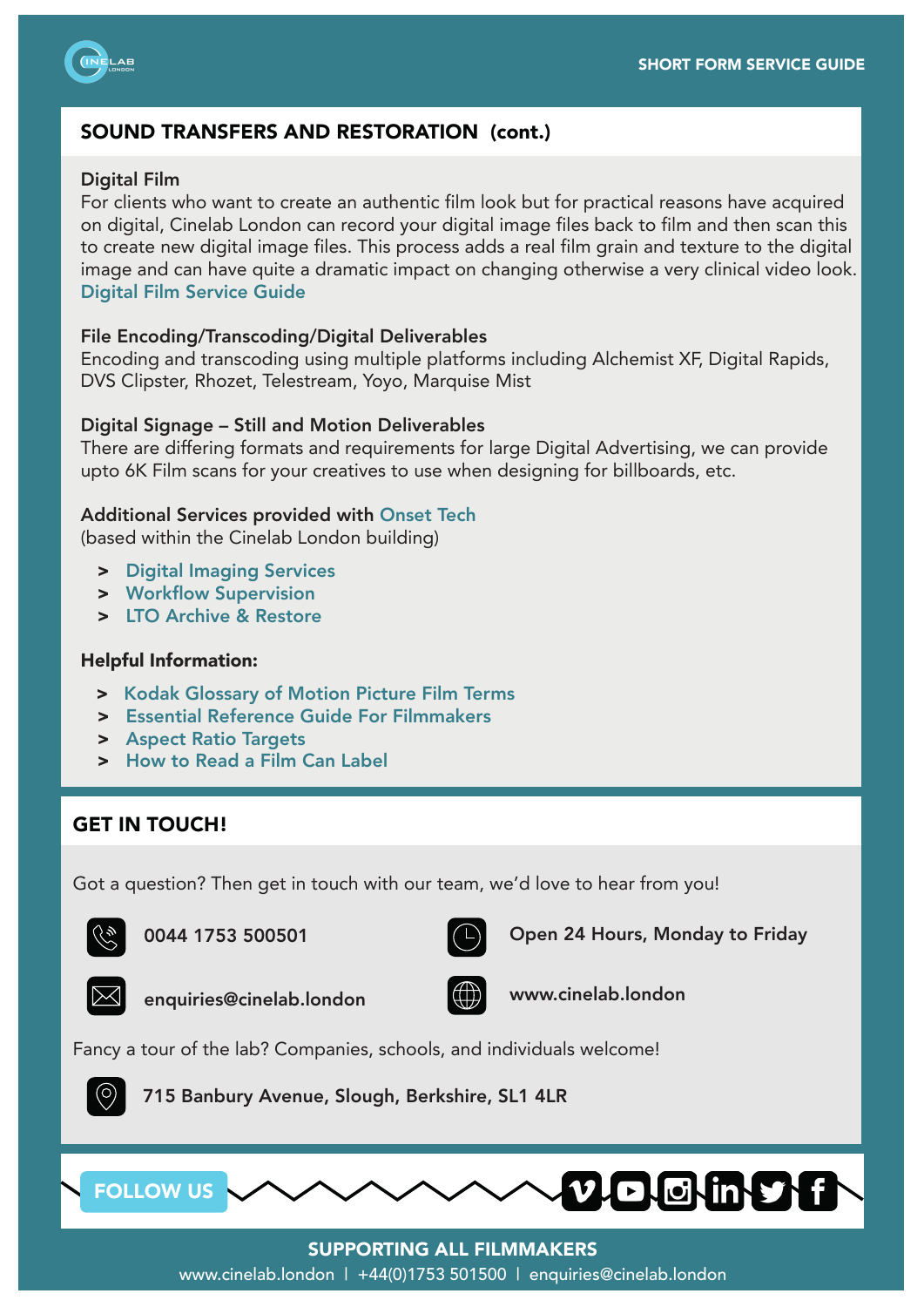## SOUND TRANSFERS AND RESTORATION (cont.)

**Digital Film**

For clients who want to create an authentic film look but for practical reasons have acquired on digital, Cinelab London can record your digital image files back to film and then scan this to create new digital image files. This process adds a real film grain and texture to the digital image and can have quite a dramatic impact on changing otherwise a very clinical video look.

Digital Film Service Guide

**File Encoding/Transcoding/Digital Deliverables**

Encoding and transcoding using multiple platforms including Alchemist XF, Digital Rapids, DVS Clipster, Rhozet, Telestream, Yoyo, Marquise Mist

**Digital Signage – Still and Motion Deliverables**

There are differing formats and requirements for large Digital Advertising, we can provide upto 6K Film scans for your creatives to use when designing for billboards, etc.

**Additional Services provided with Onset Tech**

(based within the Cinelab London building)

- Digital Imaging Services
- Workflow Supervision
- LTO Archive & Restore

**Helpful Information:**

- Kodak Glossary of Motion Picture Film Terms
- Essential Reference Guide For Filmmakers
- Aspect Ratio Targets
- How to Read a Film Can Label

## GET IN TOUCH!

Got a question? Then get in touch with our team, we'd love to hear from you!

**0044 1753 500501**

**Open 24 Hours, Monday to Friday**

**enquiries@cinelab.london**

**www.cinelab.london**

Fancy a tour of the lab? Companies, schools, and individuals welcome!

**715 Banbury Avenue, Slough, Berkshire, SL1 4LR**

**FOLLOW US**

**SUPPORTING ALL FILMMAKERS**

www.cinelab.london | +44(0)1753 501500 | enquiries@cinelab.london